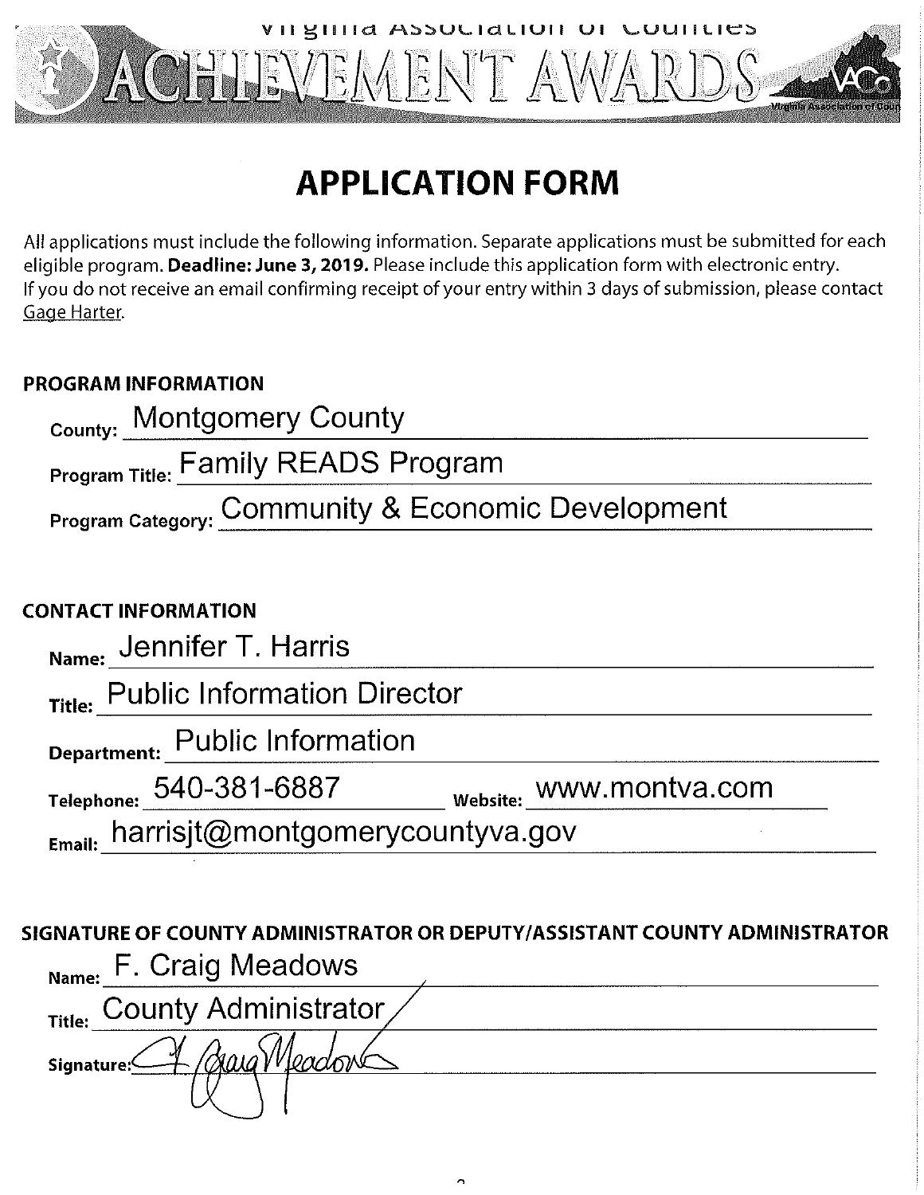Virginia Association of Counties

ACHIEVEMENT AWARDS

# APPLICATION FORM

All applications must include the following information. Separate applications must be submitted for each eligible program. **Deadline: June 3, 2019.** Please include this application form with electronic entry. If you do not receive an email confirming receipt of your entry within 3 days of submission, please contact Gage Harter.

## PROGRAM INFORMATION

County: Montgomery County

Program Title: Family READS Program

Program Category: Community & Economic Development

## CONTACT INFORMATION

Name: Jennifer T. Harris

Title: Public Information Director

Department: Public Information

Telephone: 540-381-6887 Website: www.montva.com

Email: harrisjt@montgomerycountyva.gov

## SIGNATURE OF COUNTY ADMINISTRATOR OR DEPUTY/ASSISTANT COUNTY ADMINISTRATOR

Name: F. Craig Meadows

Title: County Administrator

Signature: F. Craig Meadows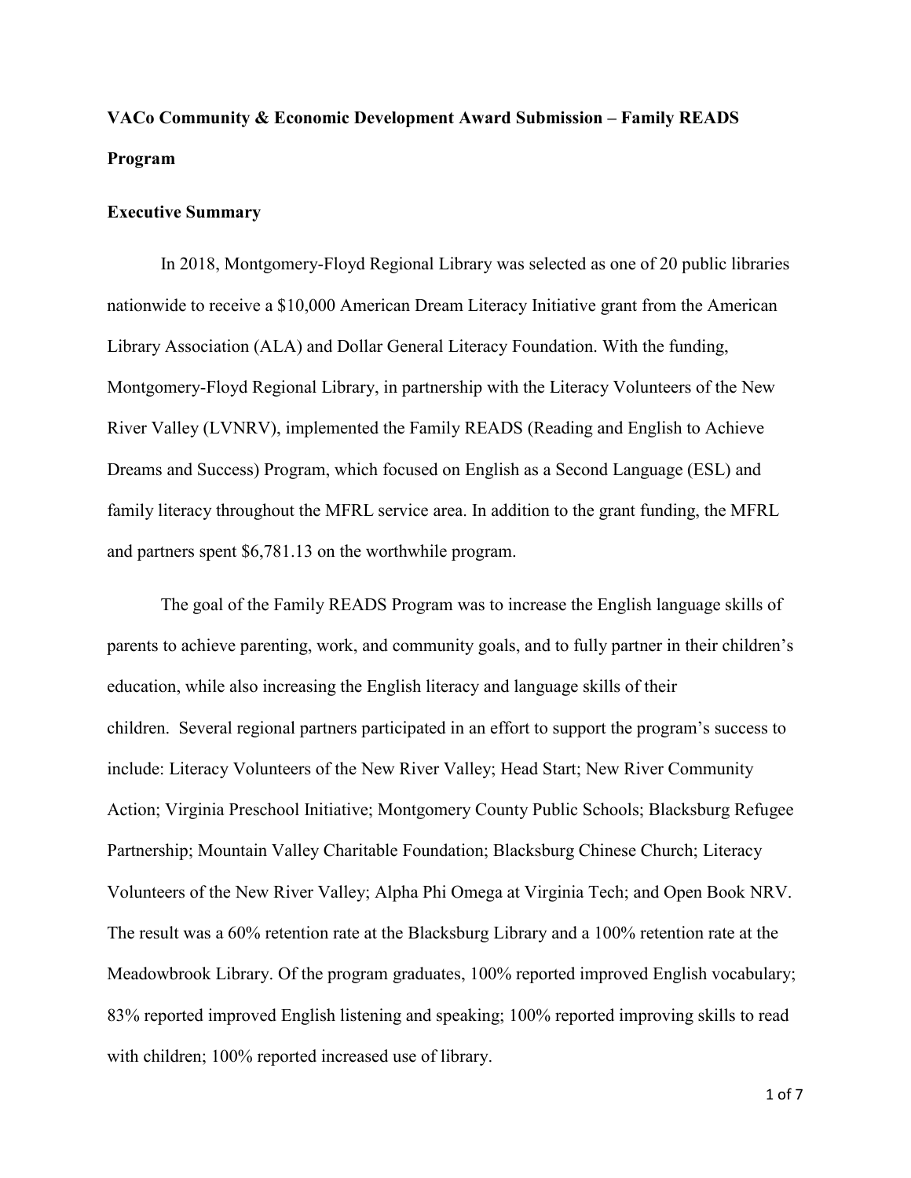**VACo Community & Economic Development Award Submission – Family READS Program**

**Executive Summary**

In 2018, Montgomery-Floyd Regional Library was selected as one of 20 public libraries nationwide to receive a $10,000 American Dream Literacy Initiative grant from the American Library Association (ALA) and Dollar General Literacy Foundation. With the funding, Montgomery-Floyd Regional Library, in partnership with the Literacy Volunteers of the New River Valley (LVNRV), implemented the Family READS (Reading and English to Achieve Dreams and Success) Program, which focused on English as a Second Language (ESL) and family literacy throughout the MFRL service area. In addition to the grant funding, the MFRL and partners spent $6,781.13 on the worthwhile program.

The goal of the Family READS Program was to increase the English language skills of parents to achieve parenting, work, and community goals, and to fully partner in their children's education, while also increasing the English literacy and language skills of their children. Several regional partners participated in an effort to support the program's success to include: Literacy Volunteers of the New River Valley; Head Start; New River Community Action; Virginia Preschool Initiative; Montgomery County Public Schools; Blacksburg Refugee Partnership; Mountain Valley Charitable Foundation; Blacksburg Chinese Church; Literacy Volunteers of the New River Valley; Alpha Phi Omega at Virginia Tech; and Open Book NRV. The result was a 60% retention rate at the Blacksburg Library and a 100% retention rate at the Meadowbrook Library. Of the program graduates, 100% reported improved English vocabulary; 83% reported improved English listening and speaking; 100% reported improving skills to read with children; 100% reported increased use of library.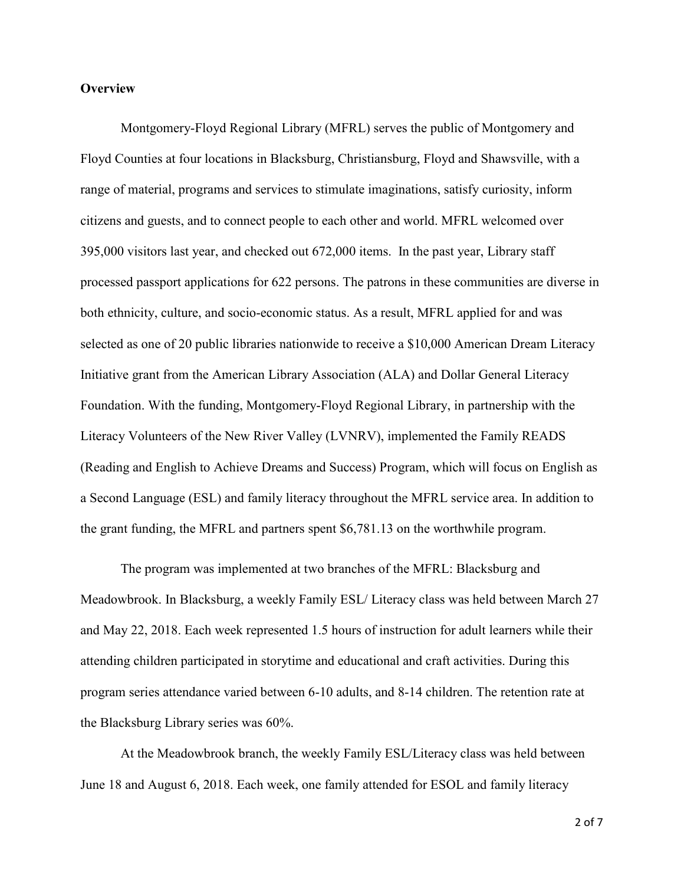**Overview**

Montgomery-Floyd Regional Library (MFRL) serves the public of Montgomery and Floyd Counties at four locations in Blacksburg, Christiansburg, Floyd and Shawsville, with a range of material, programs and services to stimulate imaginations, satisfy curiosity, inform citizens and guests, and to connect people to each other and world. MFRL welcomed over 395,000 visitors last year, and checked out 672,000 items. In the past year, Library staff processed passport applications for 622 persons. The patrons in these communities are diverse in both ethnicity, culture, and socio-economic status. As a result, MFRL applied for and was selected as one of 20 public libraries nationwide to receive a $10,000 American Dream Literacy Initiative grant from the American Library Association (ALA) and Dollar General Literacy Foundation. With the funding, Montgomery-Floyd Regional Library, in partnership with the Literacy Volunteers of the New River Valley (LVNRV), implemented the Family READS (Reading and English to Achieve Dreams and Success) Program, which will focus on English as a Second Language (ESL) and family literacy throughout the MFRL service area. In addition to the grant funding, the MFRL and partners spent $6,781.13 on the worthwhile program.

The program was implemented at two branches of the MFRL: Blacksburg and Meadowbrook. In Blacksburg, a weekly Family ESL/ Literacy class was held between March 27 and May 22, 2018. Each week represented 1.5 hours of instruction for adult learners while their attending children participated in storytime and educational and craft activities. During this program series attendance varied between 6-10 adults, and 8-14 children. The retention rate at the Blacksburg Library series was 60%.

At the Meadowbrook branch, the weekly Family ESL/Literacy class was held between June 18 and August 6, 2018. Each week, one family attended for ESOL and family literacy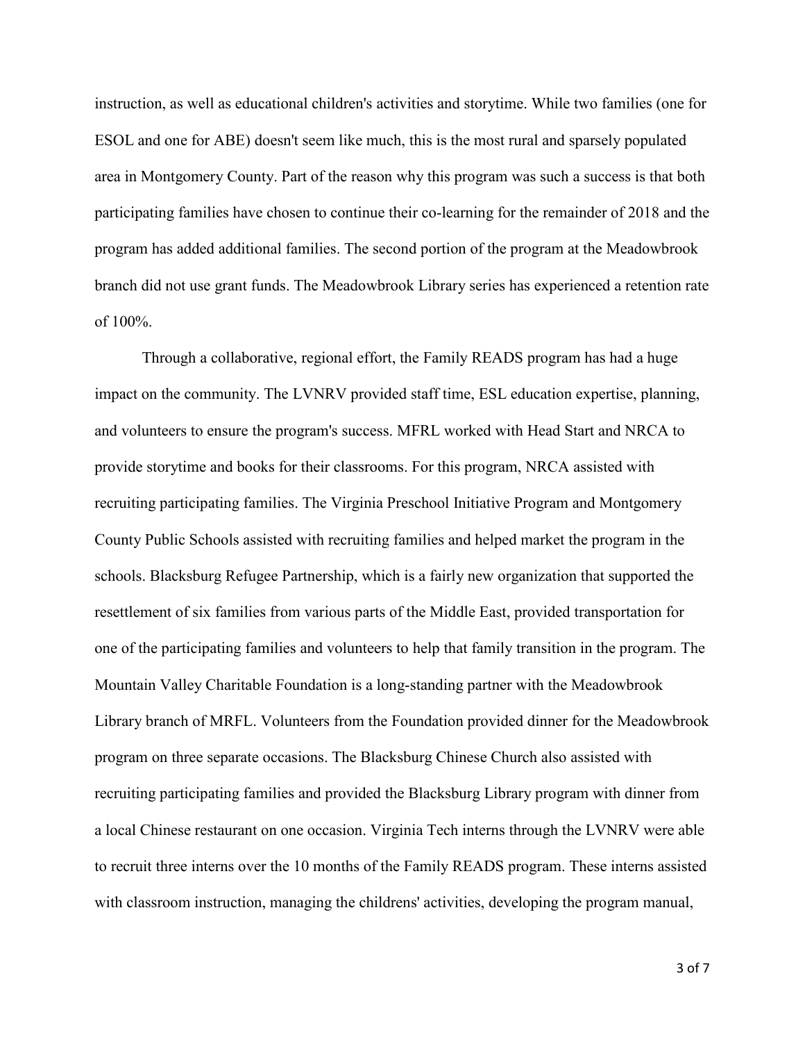instruction, as well as educational children's activities and storytime. While two families (one for ESOL and one for ABE) doesn't seem like much, this is the most rural and sparsely populated area in Montgomery County. Part of the reason why this program was such a success is that both participating families have chosen to continue their co-learning for the remainder of 2018 and the program has added additional families. The second portion of the program at the Meadowbrook branch did not use grant funds. The Meadowbrook Library series has experienced a retention rate of 100%.

Through a collaborative, regional effort, the Family READS program has had a huge impact on the community. The LVNRV provided staff time, ESL education expertise, planning, and volunteers to ensure the program's success. MFRL worked with Head Start and NRCA to provide storytime and books for their classrooms. For this program, NRCA assisted with recruiting participating families. The Virginia Preschool Initiative Program and Montgomery County Public Schools assisted with recruiting families and helped market the program in the schools. Blacksburg Refugee Partnership, which is a fairly new organization that supported the resettlement of six families from various parts of the Middle East, provided transportation for one of the participating families and volunteers to help that family transition in the program. The Mountain Valley Charitable Foundation is a long-standing partner with the Meadowbrook Library branch of MRFL. Volunteers from the Foundation provided dinner for the Meadowbrook program on three separate occasions. The Blacksburg Chinese Church also assisted with recruiting participating families and provided the Blacksburg Library program with dinner from a local Chinese restaurant on one occasion. Virginia Tech interns through the LVNRV were able to recruit three interns over the 10 months of the Family READS program. These interns assisted with classroom instruction, managing the childrens' activities, developing the program manual,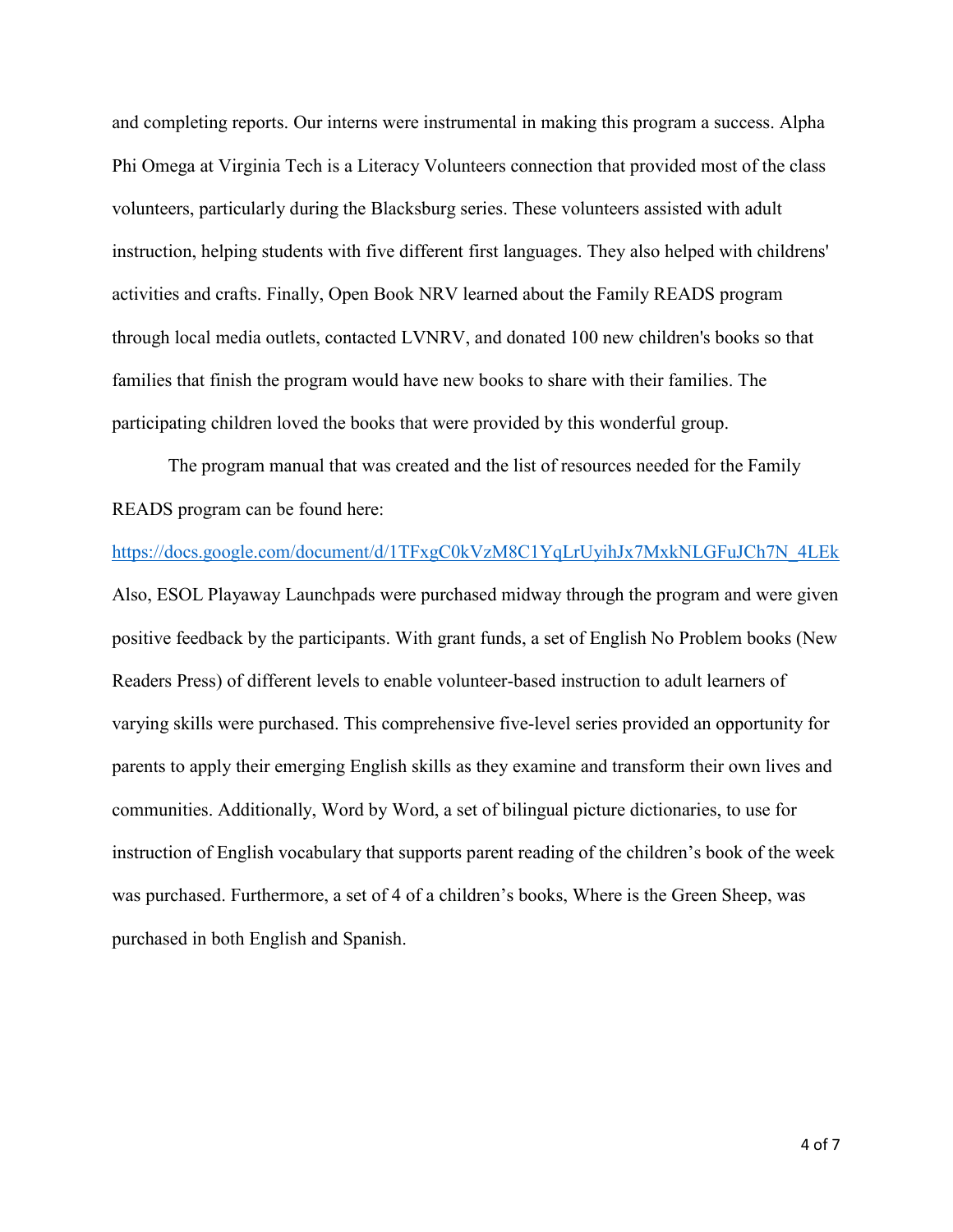and completing reports. Our interns were instrumental in making this program a success. Alpha Phi Omega at Virginia Tech is a Literacy Volunteers connection that provided most of the class volunteers, particularly during the Blacksburg series. These volunteers assisted with adult instruction, helping students with five different first languages. They also helped with childrens' activities and crafts. Finally, Open Book NRV learned about the Family READS program through local media outlets, contacted LVNRV, and donated 100 new children's books so that families that finish the program would have new books to share with their families. The participating children loved the books that were provided by this wonderful group.

The program manual that was created and the list of resources needed for the Family READS program can be found here: https://docs.google.com/document/d/1TFxgC0kVzM8C1YqLrUyihJx7MxkNLGFuJCh7N_4LEk Also, ESOL Playaway Launchpads were purchased midway through the program and were given positive feedback by the participants. With grant funds, a set of English No Problem books (New Readers Press) of different levels to enable volunteer-based instruction to adult learners of varying skills were purchased. This comprehensive five-level series provided an opportunity for parents to apply their emerging English skills as they examine and transform their own lives and communities. Additionally, Word by Word, a set of bilingual picture dictionaries, to use for instruction of English vocabulary that supports parent reading of the children's book of the week was purchased. Furthermore, a set of 4 of a children's books, Where is the Green Sheep, was purchased in both English and Spanish.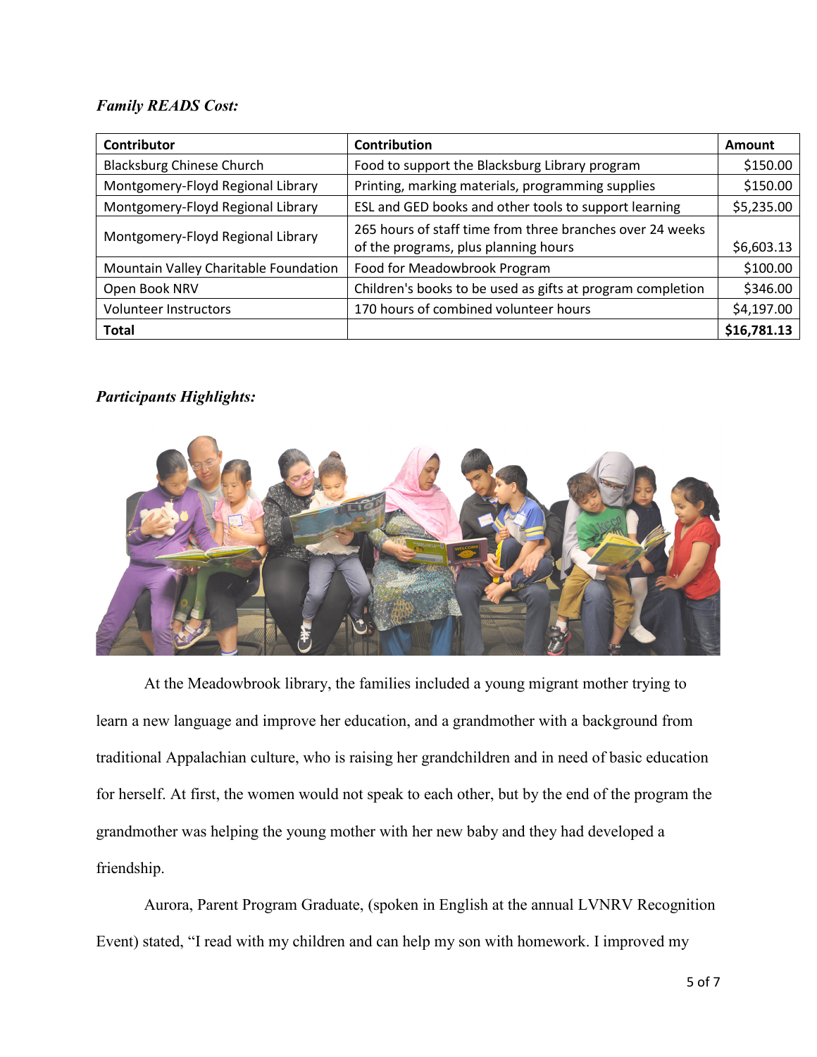***Family READS Cost:***

| Contributor | Contribution | Amount |
|---|---|---|
| Blacksburg Chinese Church | Food to support the Blacksburg Library program | $150.00 |
| Montgomery-Floyd Regional Library | Printing, marking materials, programming supplies | $150.00 |
| Montgomery-Floyd Regional Library | ESL and GED books and other tools to support learning | $5,235.00 |
| Montgomery-Floyd Regional Library | 265 hours of staff time from three branches over 24 weeks of the programs, plus planning hours | $6,603.13 |
| Mountain Valley Charitable Foundation | Food for Meadowbrook Program | $100.00 |
| Open Book NRV | Children's books to be used as gifts at program completion | $346.00 |
| Volunteer Instructors | 170 hours of combined volunteer hours | $4,197.00 |
| **Total** | | **$16,781.13** |

***Participants Highlights:***

At the Meadowbrook library, the families included a young migrant mother trying to learn a new language and improve her education, and a grandmother with a background from traditional Appalachian culture, who is raising her grandchildren and in need of basic education for herself. At first, the women would not speak to each other, but by the end of the program the grandmother was helping the young mother with her new baby and they had developed a friendship.

Aurora, Parent Program Graduate, (spoken in English at the annual LVNRV Recognition Event) stated, "I read with my children and can help my son with homework. I improved my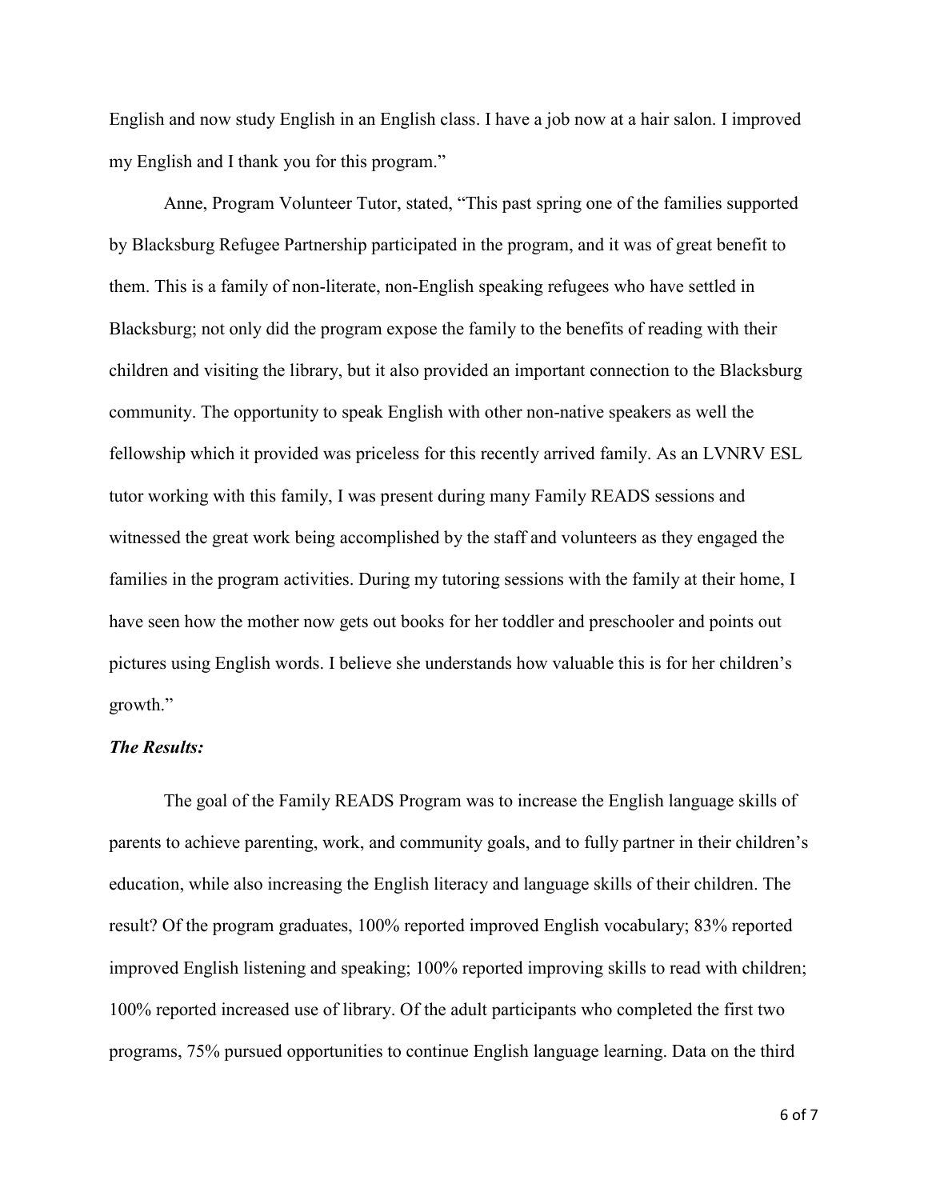English and now study English in an English class. I have a job now at a hair salon. I improved my English and I thank you for this program."

Anne, Program Volunteer Tutor, stated, "This past spring one of the families supported by Blacksburg Refugee Partnership participated in the program, and it was of great benefit to them. This is a family of non-literate, non-English speaking refugees who have settled in Blacksburg; not only did the program expose the family to the benefits of reading with their children and visiting the library, but it also provided an important connection to the Blacksburg community. The opportunity to speak English with other non-native speakers as well the fellowship which it provided was priceless for this recently arrived family. As an LVNRV ESL tutor working with this family, I was present during many Family READS sessions and witnessed the great work being accomplished by the staff and volunteers as they engaged the families in the program activities. During my tutoring sessions with the family at their home, I have seen how the mother now gets out books for her toddler and preschooler and points out pictures using English words. I believe she understands how valuable this is for her children's growth."

***The Results:***

The goal of the Family READS Program was to increase the English language skills of parents to achieve parenting, work, and community goals, and to fully partner in their children's education, while also increasing the English literacy and language skills of their children. The result? Of the program graduates, 100% reported improved English vocabulary; 83% reported improved English listening and speaking; 100% reported improving skills to read with children; 100% reported increased use of library. Of the adult participants who completed the first two programs, 75% pursued opportunities to continue English language learning. Data on the third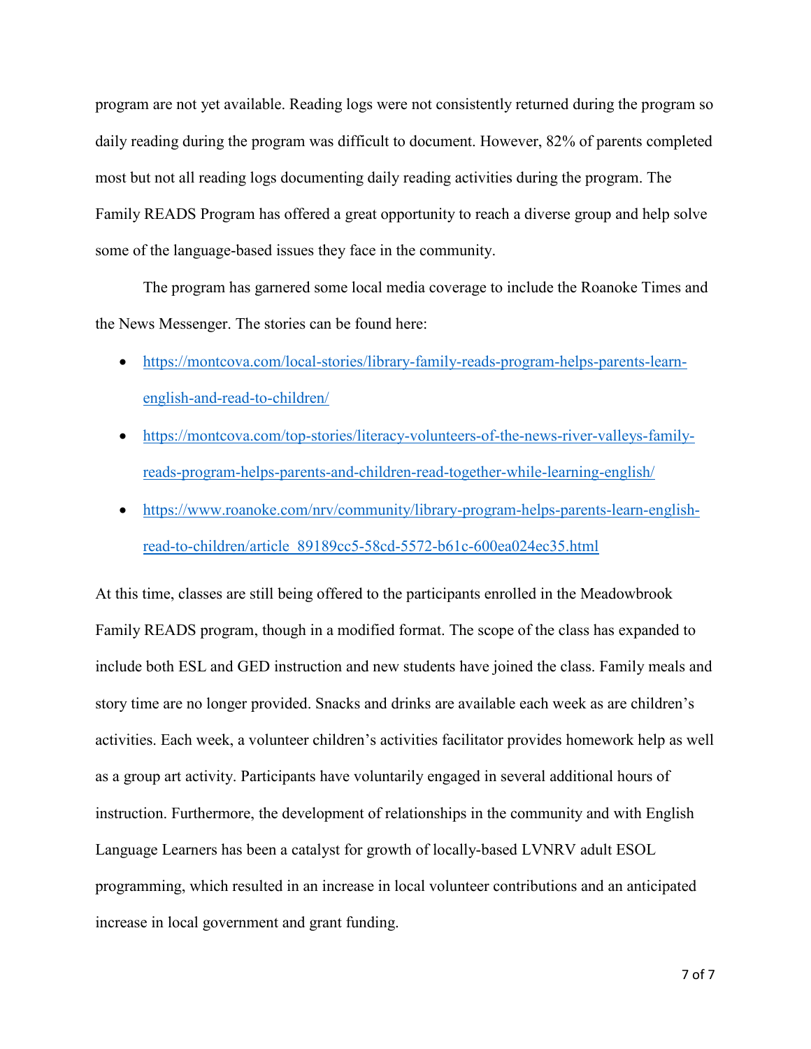program are not yet available. Reading logs were not consistently returned during the program so daily reading during the program was difficult to document. However, 82% of parents completed most but not all reading logs documenting daily reading activities during the program. The Family READS Program has offered a great opportunity to reach a diverse group and help solve some of the language-based issues they face in the community.

The program has garnered some local media coverage to include the Roanoke Times and the News Messenger. The stories can be found here:

- https://montcova.com/local-stories/library-family-reads-program-helps-parents-learn-english-and-read-to-children/
- https://montcova.com/top-stories/literacy-volunteers-of-the-news-river-valleys-family-reads-program-helps-parents-and-children-read-together-while-learning-english/
- https://www.roanoke.com/nrv/community/library-program-helps-parents-learn-english-read-to-children/article_89189cc5-58cd-5572-b61c-600ea024ec35.html

At this time, classes are still being offered to the participants enrolled in the Meadowbrook Family READS program, though in a modified format. The scope of the class has expanded to include both ESL and GED instruction and new students have joined the class. Family meals and story time are no longer provided. Snacks and drinks are available each week as are children's activities. Each week, a volunteer children's activities facilitator provides homework help as well as a group art activity. Participants have voluntarily engaged in several additional hours of instruction. Furthermore, the development of relationships in the community and with English Language Learners has been a catalyst for growth of locally-based LVNRV adult ESOL programming, which resulted in an increase in local volunteer contributions and an anticipated increase in local government and grant funding.